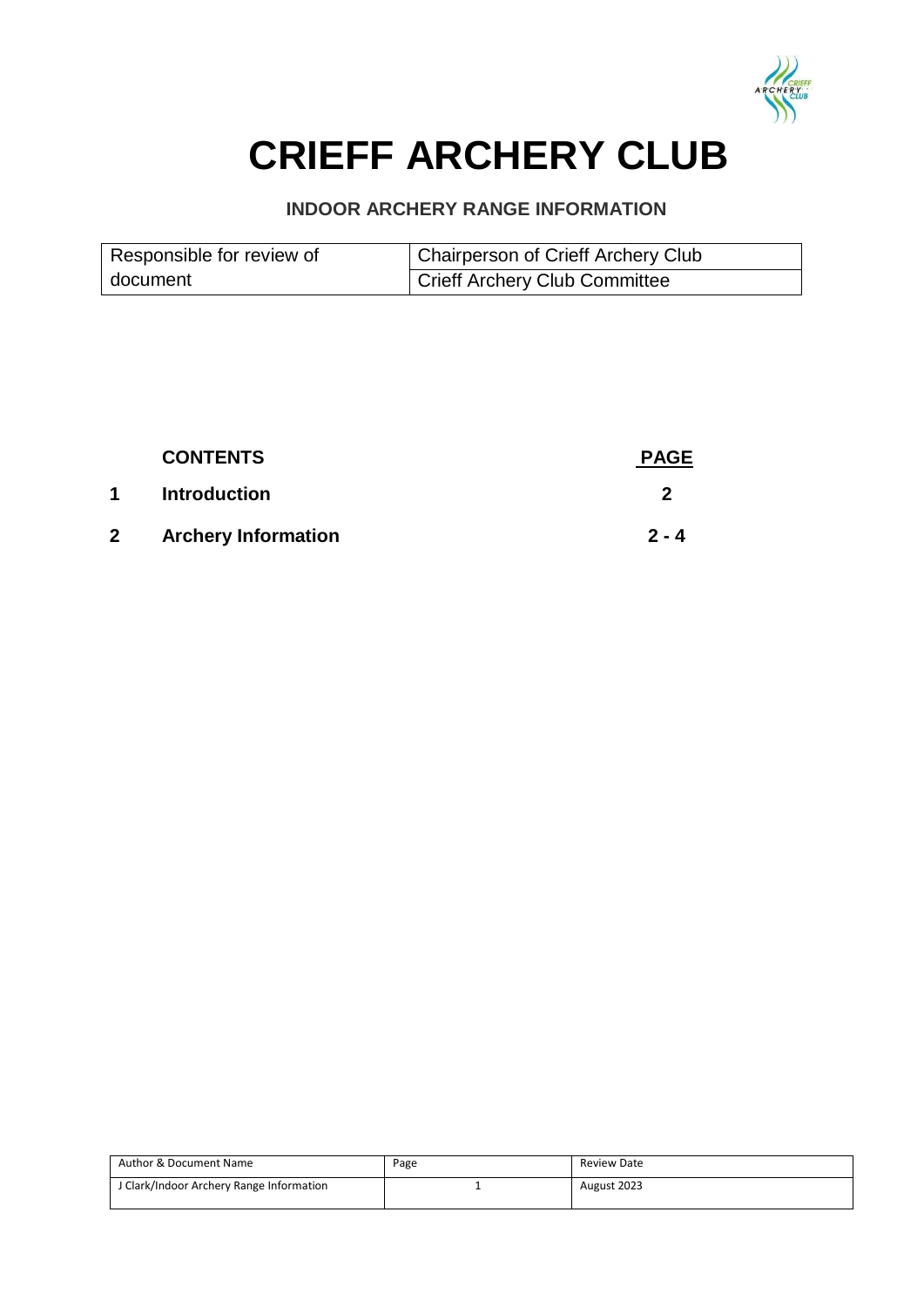# CRIEFF ARCHERY CLUB

## INDOOR ARCHERY RANGE INFORMATION

| Responsible for review of document | Chairperson of Crieff Archery Club |
|---|---|
| | Crieff Archery Club Committee |

| | CONTENTS | PAGE |
|---|---|---|
| 1 | Introduction | 2 |
| 2 | Archery Information | 2 - 4 |

| Author & Document Name | Page | Review Date |
|---|---|---|
| J Clark/Indoor Archery Range Information | 1 | August 2023 |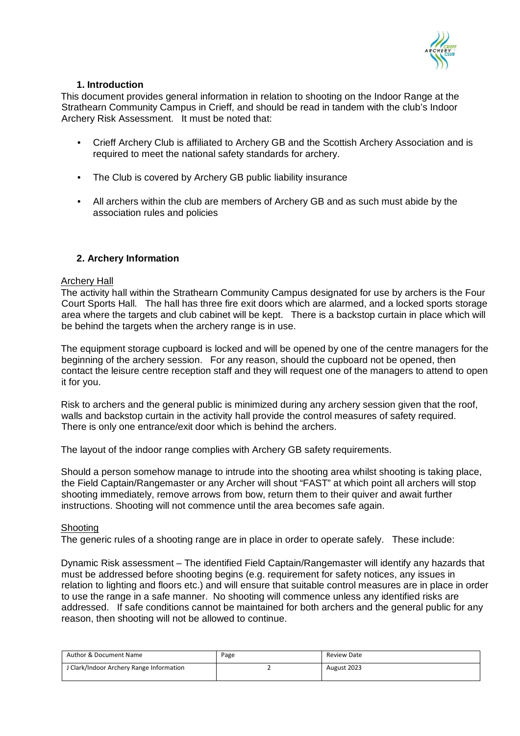## 1. Introduction

This document provides general information in relation to shooting on the Indoor Range at the Strathearn Community Campus in Crieff, and should be read in tandem with the club's Indoor Archery Risk Assessment. It must be noted that:

- Crieff Archery Club is affiliated to Archery GB and the Scottish Archery Association and is required to meet the national safety standards for archery.
- The Club is covered by Archery GB public liability insurance
- All archers within the club are members of Archery GB and as such must abide by the association rules and policies

## 2. Archery Information

### Archery Hall

The activity hall within the Strathearn Community Campus designated for use by archers is the Four Court Sports Hall. The hall has three fire exit doors which are alarmed, and a locked sports storage area where the targets and club cabinet will be kept. There is a backstop curtain in place which will be behind the targets when the archery range is in use.

The equipment storage cupboard is locked and will be opened by one of the centre managers for the beginning of the archery session. For any reason, should the cupboard not be opened, then contact the leisure centre reception staff and they will request one of the managers to attend to open it for you.

Risk to archers and the general public is minimized during any archery session given that the roof, walls and backstop curtain in the activity hall provide the control measures of safety required. There is only one entrance/exit door which is behind the archers.

The layout of the indoor range complies with Archery GB safety requirements.

Should a person somehow manage to intrude into the shooting area whilst shooting is taking place, the Field Captain/Rangemaster or any Archer will shout "FAST" at which point all archers will stop shooting immediately, remove arrows from bow, return them to their quiver and await further instructions. Shooting will not commence until the area becomes safe again.

### Shooting

The generic rules of a shooting range are in place in order to operate safely. These include:

Dynamic Risk assessment – The identified Field Captain/Rangemaster will identify any hazards that must be addressed before shooting begins (e.g. requirement for safety notices, any issues in relation to lighting and floors etc.) and will ensure that suitable control measures are in place in order to use the range in a safe manner. No shooting will commence unless any identified risks are addressed. If safe conditions cannot be maintained for both archers and the general public for any reason, then shooting will not be allowed to continue.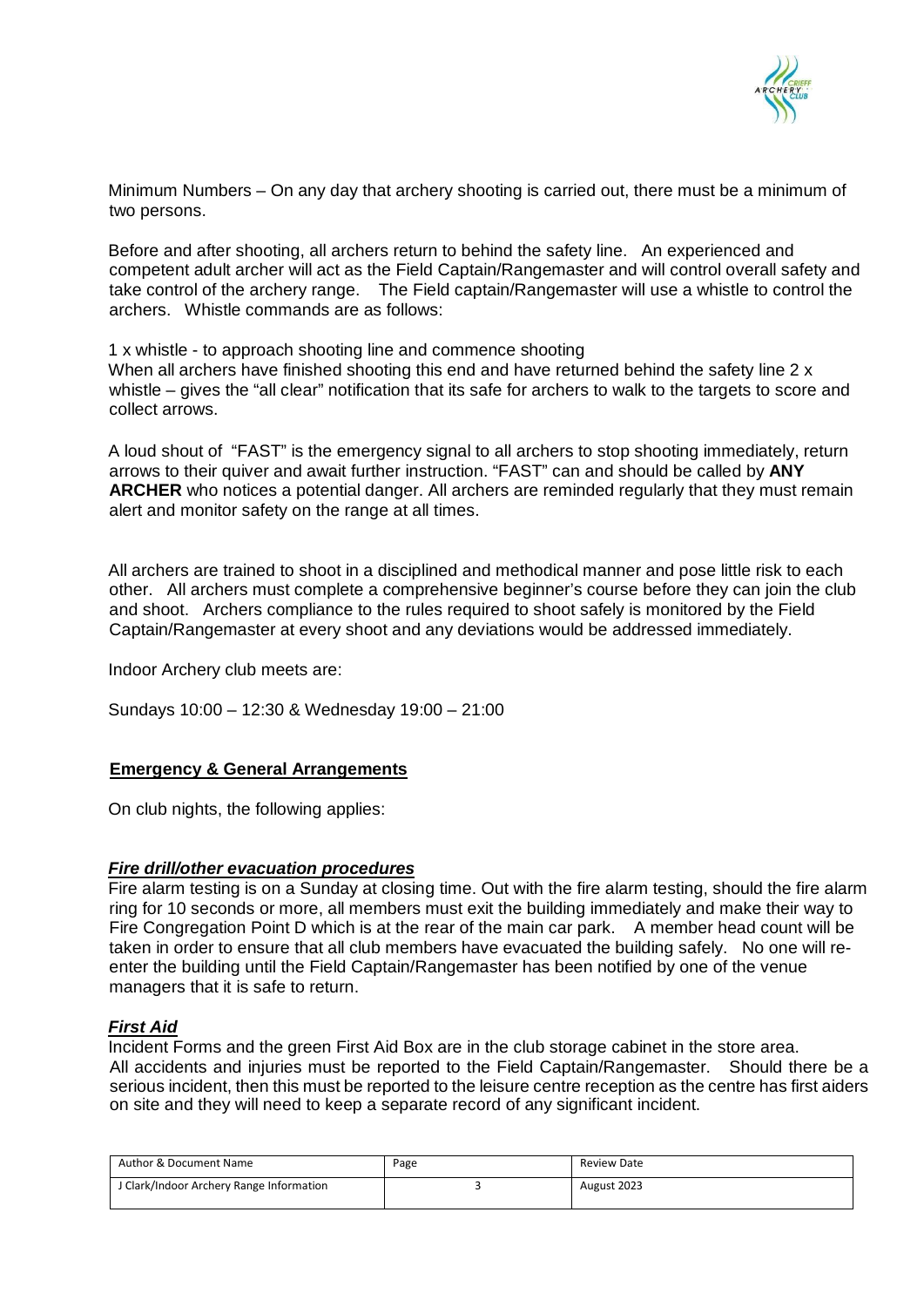Minimum Numbers – On any day that archery shooting is carried out, there must be a minimum of two persons.

Before and after shooting, all archers return to behind the safety line. An experienced and competent adult archer will act as the Field Captain/Rangemaster and will control overall safety and take control of the archery range. The Field captain/Rangemaster will use a whistle to control the archers. Whistle commands are as follows:

1 x whistle - to approach shooting line and commence shooting
When all archers have finished shooting this end and have returned behind the safety line 2 x whistle – gives the "all clear" notification that its safe for archers to walk to the targets to score and collect arrows.

A loud shout of "FAST" is the emergency signal to all archers to stop shooting immediately, return arrows to their quiver and await further instruction. "FAST" can and should be called by **ANY ARCHER** who notices a potential danger. All archers are reminded regularly that they must remain alert and monitor safety on the range at all times.

All archers are trained to shoot in a disciplined and methodical manner and pose little risk to each other. All archers must complete a comprehensive beginner's course before they can join the club and shoot. Archers compliance to the rules required to shoot safely is monitored by the Field Captain/Rangemaster at every shoot and any deviations would be addressed immediately.

Indoor Archery club meets are:

Sundays 10:00 – 12:30 & Wednesday 19:00 – 21:00

## Emergency & General Arrangements

On club nights, the following applies:

### ***Fire drill/other evacuation procedures***

Fire alarm testing is on a Sunday at closing time. Out with the fire alarm testing, should the fire alarm ring for 10 seconds or more, all members must exit the building immediately and make their way to Fire Congregation Point D which is at the rear of the main car park. A member head count will be taken in order to ensure that all club members have evacuated the building safely. No one will re-enter the building until the Field Captain/Rangemaster has been notified by one of the venue managers that it is safe to return.

### ***First Aid***

Incident Forms and the green First Aid Box are in the club storage cabinet in the store area.
All accidents and injuries must be reported to the Field Captain/Rangemaster. Should there be a serious incident, then this must be reported to the leisure centre reception as the centre has first aiders on site and they will need to keep a separate record of any significant incident.

| Author & Document Name | Page | Review Date |
|---|---|---|
| J Clark/Indoor Archery Range Information | 3 | August 2023 |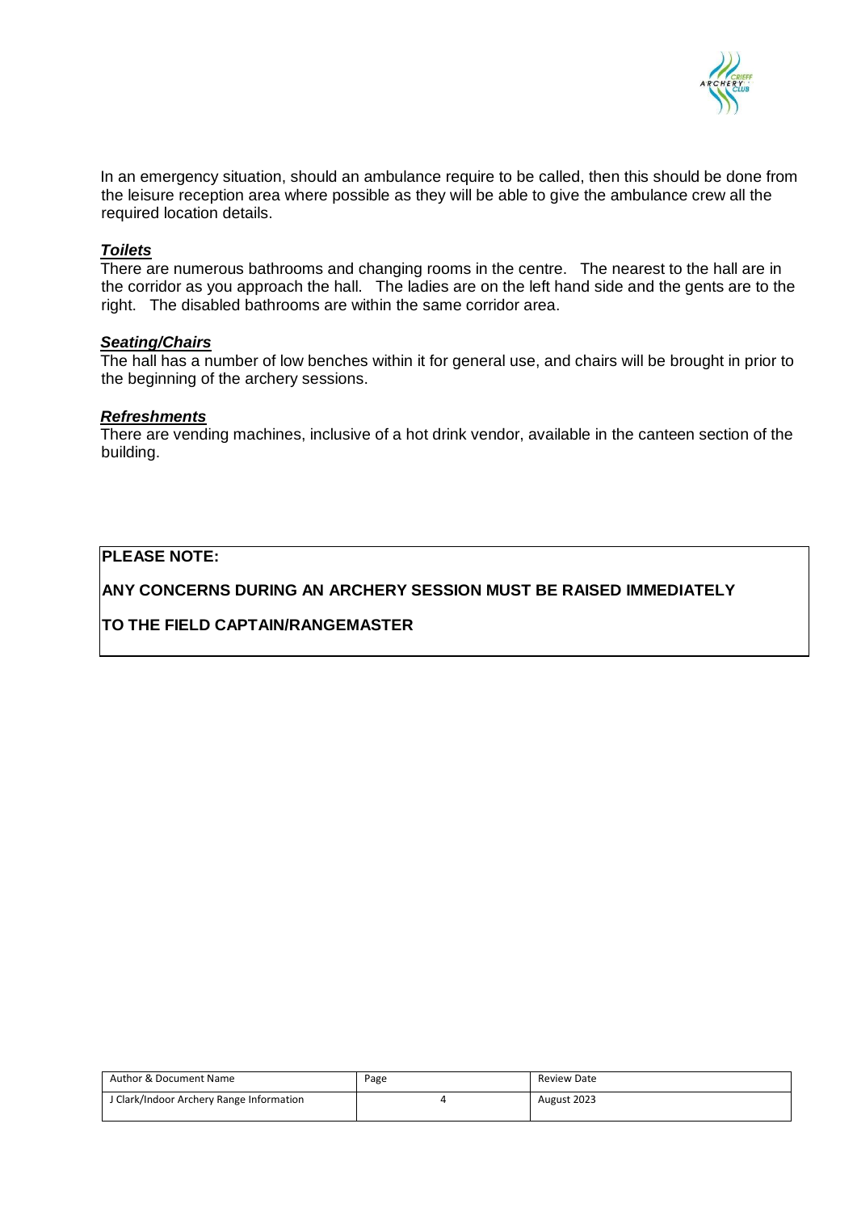In an emergency situation, should an ambulance require to be called, then this should be done from the leisure reception area where possible as they will be able to give the ambulance crew all the required location details.

***Toilets***

There are numerous bathrooms and changing rooms in the centre. The nearest to the hall are in the corridor as you approach the hall. The ladies are on the left hand side and the gents are to the right. The disabled bathrooms are within the same corridor area.

***Seating/Chairs***

The hall has a number of low benches within it for general use, and chairs will be brought in prior to the beginning of the archery sessions.

***Refreshments***

There are vending machines, inclusive of a hot drink vendor, available in the canteen section of the building.

**PLEASE NOTE:**

**ANY CONCERNS DURING AN ARCHERY SESSION MUST BE RAISED IMMEDIATELY**

**TO THE FIELD CAPTAIN/RANGEMASTER**

| Author & Document Name | Page | Review Date |
| --- | --- | --- |
| J Clark/Indoor Archery Range Information | 4 | August 2023 |